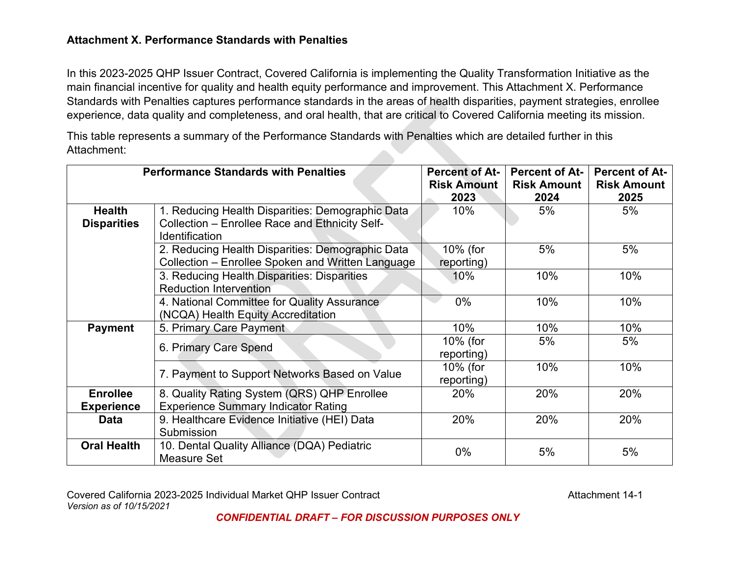## Attachment X. Performance Standards with Penalties

In this 2023-2025 QHP Issuer Contract, Covered California is implementing the Quality Transformation Initiative as the main financial incentive for quality and health equity performance and improvement. This Attachment X. Performance Standards with Penalties captures performance standards in the areas of health disparities, payment strategies, enrollee experience, data quality and completeness, and oral health, that are critical to Covered California meeting its mission.

This table represents a summary of the Performance Standards with Penalties which are detailed further in this Attachment:

| Performance Standards with Penalties | | Percent of At-Risk Amount 2023 | Percent of At-Risk Amount 2024 | Percent of At-Risk Amount 2025 |
|---|---|---|---|---|
| **Health Disparities** | 1. Reducing Health Disparities: Demographic Data Collection – Enrollee Race and Ethnicity Self-Identification | 10% | 5% | 5% |
| | 2. Reducing Health Disparities: Demographic Data Collection – Enrollee Spoken and Written Language | 10% (for reporting) | 5% | 5% |
| | 3. Reducing Health Disparities: Disparities Reduction Intervention | 10% | 10% | 10% |
| | 4. National Committee for Quality Assurance (NCQA) Health Equity Accreditation | 0% | 10% | 10% |
| **Payment** | 5. Primary Care Payment | 10% | 10% | 10% |
| | 6. Primary Care Spend | 10% (for reporting) | 5% | 5% |
| | 7. Payment to Support Networks Based on Value | 10% (for reporting) | 10% | 10% |
| **Enrollee Experience** | 8. Quality Rating System (QRS) QHP Enrollee Experience Summary Indicator Rating | 20% | 20% | 20% |
| **Data** | 9. Healthcare Evidence Initiative (HEI) Data Submission | 20% | 20% | 20% |
| **Oral Health** | 10. Dental Quality Alliance (DQA) Pediatric Measure Set | 0% | 5% | 5% |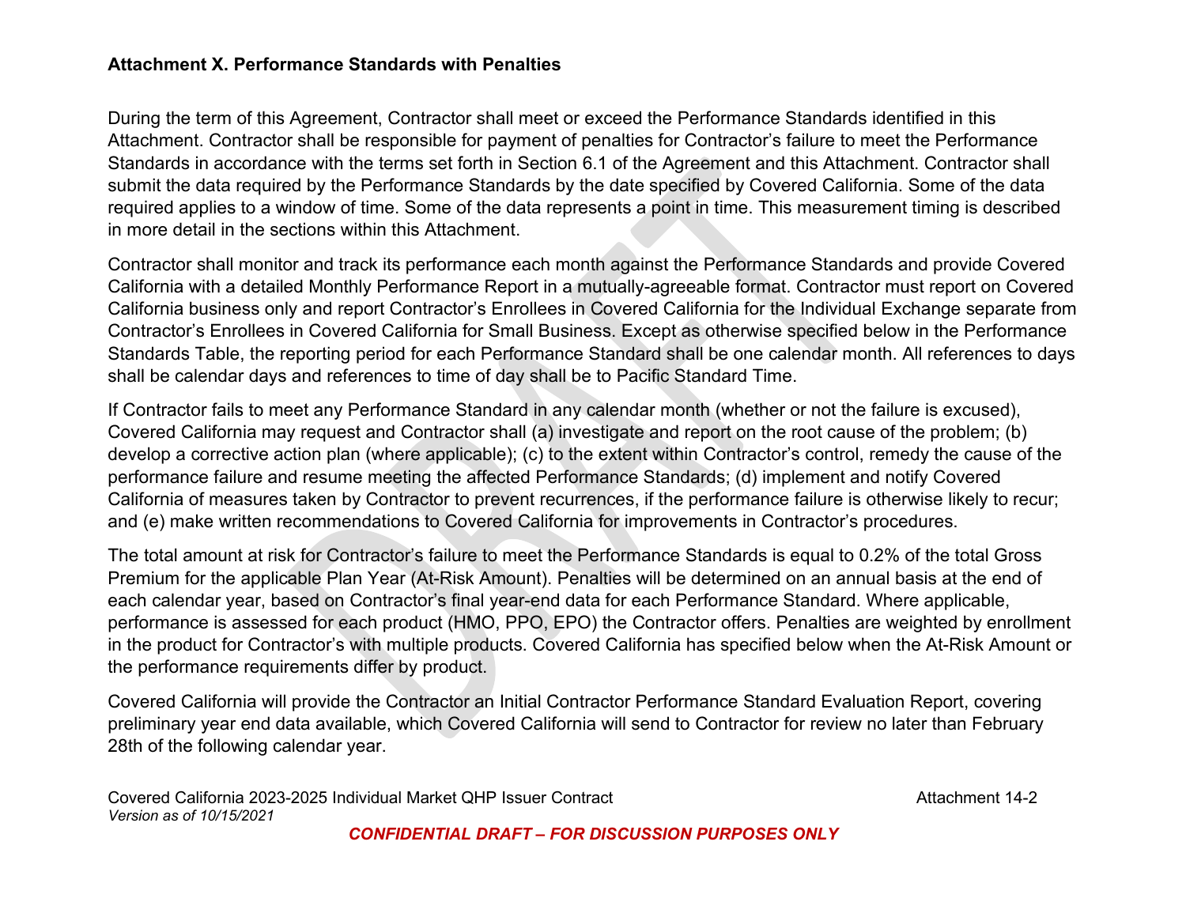### Attachment X. Performance Standards with Penalties

During the term of this Agreement, Contractor shall meet or exceed the Performance Standards identified in this Attachment. Contractor shall be responsible for payment of penalties for Contractor's failure to meet the Performance Standards in accordance with the terms set forth in Section 6.1 of the Agreement and this Attachment. Contractor shall submit the data required by the Performance Standards by the date specified by Covered California. Some of the data required applies to a window of time. Some of the data represents a point in time. This measurement timing is described in more detail in the sections within this Attachment.

Contractor shall monitor and track its performance each month against the Performance Standards and provide Covered California with a detailed Monthly Performance Report in a mutually-agreeable format. Contractor must report on Covered California business only and report Contractor's Enrollees in Covered California for the Individual Exchange separate from Contractor's Enrollees in Covered California for Small Business. Except as otherwise specified below in the Performance Standards Table, the reporting period for each Performance Standard shall be one calendar month. All references to days shall be calendar days and references to time of day shall be to Pacific Standard Time.

If Contractor fails to meet any Performance Standard in any calendar month (whether or not the failure is excused), Covered California may request and Contractor shall (a) investigate and report on the root cause of the problem; (b) develop a corrective action plan (where applicable); (c) to the extent within Contractor's control, remedy the cause of the performance failure and resume meeting the affected Performance Standards; (d) implement and notify Covered California of measures taken by Contractor to prevent recurrences, if the performance failure is otherwise likely to recur; and (e) make written recommendations to Covered California for improvements in Contractor's procedures.

The total amount at risk for Contractor's failure to meet the Performance Standards is equal to 0.2% of the total Gross Premium for the applicable Plan Year (At-Risk Amount). Penalties will be determined on an annual basis at the end of each calendar year, based on Contractor's final year-end data for each Performance Standard. Where applicable, performance is assessed for each product (HMO, PPO, EPO) the Contractor offers. Penalties are weighted by enrollment in the product for Contractor's with multiple products. Covered California has specified below when the At-Risk Amount or the performance requirements differ by product.

Covered California will provide the Contractor an Initial Contractor Performance Standard Evaluation Report, covering preliminary year end data available, which Covered California will send to Contractor for review no later than February 28th of the following calendar year.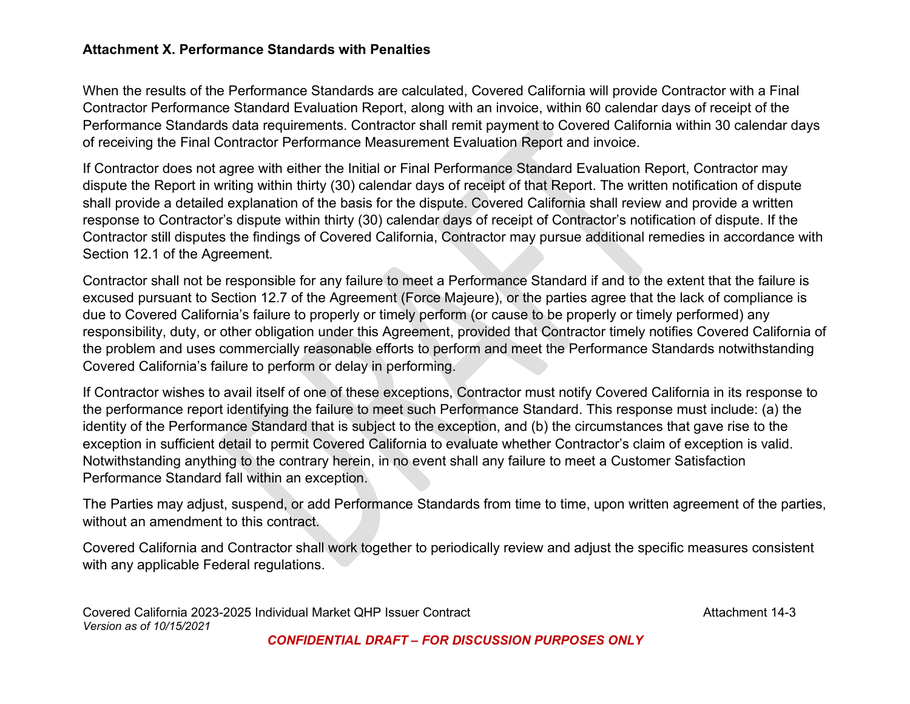**Attachment X. Performance Standards with Penalties**

When the results of the Performance Standards are calculated, Covered California will provide Contractor with a Final Contractor Performance Standard Evaluation Report, along with an invoice, within 60 calendar days of receipt of the Performance Standards data requirements. Contractor shall remit payment to Covered California within 30 calendar days of receiving the Final Contractor Performance Measurement Evaluation Report and invoice.

If Contractor does not agree with either the Initial or Final Performance Standard Evaluation Report, Contractor may dispute the Report in writing within thirty (30) calendar days of receipt of that Report. The written notification of dispute shall provide a detailed explanation of the basis for the dispute. Covered California shall review and provide a written response to Contractor's dispute within thirty (30) calendar days of receipt of Contractor's notification of dispute. If the Contractor still disputes the findings of Covered California, Contractor may pursue additional remedies in accordance with Section 12.1 of the Agreement.

Contractor shall not be responsible for any failure to meet a Performance Standard if and to the extent that the failure is excused pursuant to Section 12.7 of the Agreement (Force Majeure), or the parties agree that the lack of compliance is due to Covered California's failure to properly or timely perform (or cause to be properly or timely performed) any responsibility, duty, or other obligation under this Agreement, provided that Contractor timely notifies Covered California of the problem and uses commercially reasonable efforts to perform and meet the Performance Standards notwithstanding Covered California's failure to perform or delay in performing.

If Contractor wishes to avail itself of one of these exceptions, Contractor must notify Covered California in its response to the performance report identifying the failure to meet such Performance Standard. This response must include: (a) the identity of the Performance Standard that is subject to the exception, and (b) the circumstances that gave rise to the exception in sufficient detail to permit Covered California to evaluate whether Contractor's claim of exception is valid. Notwithstanding anything to the contrary herein, in no event shall any failure to meet a Customer Satisfaction Performance Standard fall within an exception.

The Parties may adjust, suspend, or add Performance Standards from time to time, upon written agreement of the parties, without an amendment to this contract.

Covered California and Contractor shall work together to periodically review and adjust the specific measures consistent with any applicable Federal regulations.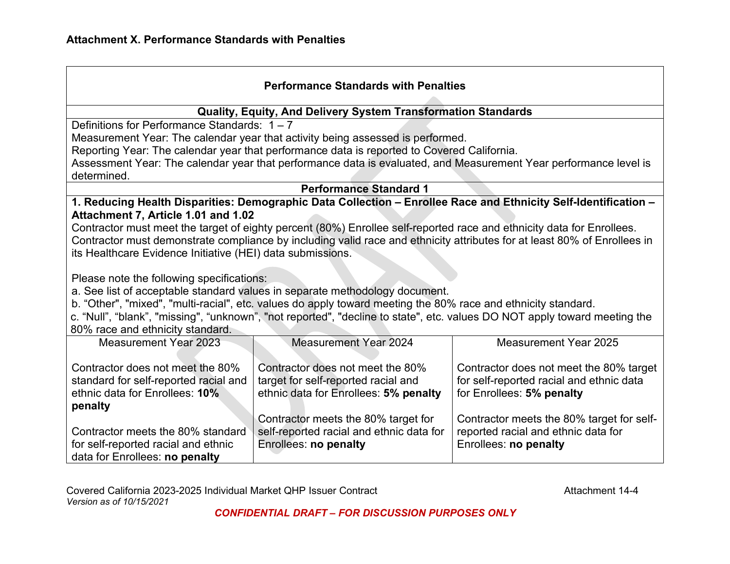**Attachment X. Performance Standards with Penalties**

| **Performance Standards with Penalties** | | |
|---|---|---|
| **Quality, Equity, And Delivery System Transformation Standards** | | |
| Definitions for Performance Standards: 1 – 7<br>Measurement Year: The calendar year that activity being assessed is performed.<br>Reporting Year: The calendar year that performance data is reported to Covered California.<br>Assessment Year: The calendar year that performance data is evaluated, and Measurement Year performance level is determined. | | |
| **Performance Standard 1** | | |
| **1. Reducing Health Disparities: Demographic Data Collection – Enrollee Race and Ethnicity Self-Identification – Attachment 7, Article 1.01 and 1.02**<br>Contractor must meet the target of eighty percent (80%) Enrollee self-reported race and ethnicity data for Enrollees. Contractor must demonstrate compliance by including valid race and ethnicity attributes for at least 80% of Enrollees in its Healthcare Evidence Initiative (HEI) data submissions.<br><br>Please note the following specifications:<br>a. See list of acceptable standard values in separate methodology document.<br>b. "Other", "mixed", "multi-racial", etc. values do apply toward meeting the 80% race and ethnicity standard.<br>c. "Null", "blank", "missing", "unknown", "not reported", "decline to state", etc. values DO NOT apply toward meeting the 80% race and ethnicity standard. | | |
| Measurement Year 2023 | Measurement Year 2024 | Measurement Year 2025 |
| Contractor does not meet the 80% standard for self-reported racial and ethnic data for Enrollees: **10% penalty**<br><br>Contractor meets the 80% standard for self-reported racial and ethnic data for Enrollees: **no penalty** | Contractor does not meet the 80% target for self-reported racial and ethnic data for Enrollees: **5% penalty**<br><br>Contractor meets the 80% target for self-reported racial and ethnic data for Enrollees: **no penalty** | Contractor does not meet the 80% target for self-reported racial and ethnic data for Enrollees: **5% penalty**<br><br>Contractor meets the 80% target for self-reported racial and ethnic data for Enrollees: **no penalty** |

***CONFIDENTIAL DRAFT – FOR DISCUSSION PURPOSES ONLY***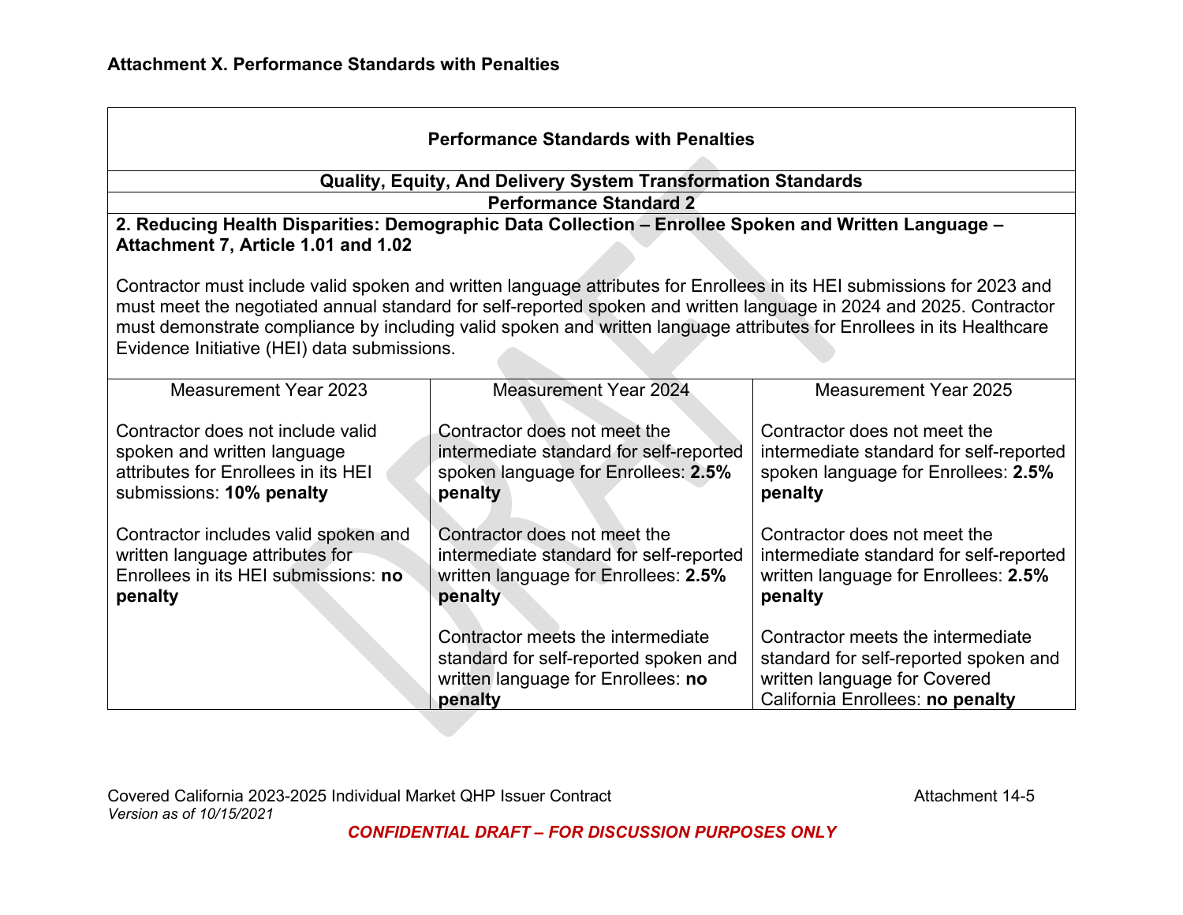## Attachment X. Performance Standards with Penalties

| Performance Standards with Penalties | | |
|---|---|---|
| **Quality, Equity, And Delivery System Transformation Standards** | | |
| **Performance Standard 2** | | |
| **2. Reducing Health Disparities: Demographic Data Collection – Enrollee Spoken and Written Language – Attachment 7, Article 1.01 and 1.02**<br><br>Contractor must include valid spoken and written language attributes for Enrollees in its HEI submissions for 2023 and must meet the negotiated annual standard for self-reported spoken and written language in 2024 and 2025. Contractor must demonstrate compliance by including valid spoken and written language attributes for Enrollees in its Healthcare Evidence Initiative (HEI) data submissions. | | |
| Measurement Year 2023 | Measurement Year 2024 | Measurement Year 2025 |
| Contractor does not include valid spoken and written language attributes for Enrollees in its HEI submissions: **10% penalty**<br><br>Contractor includes valid spoken and written language attributes for Enrollees in its HEI submissions: **no penalty** | Contractor does not meet the intermediate standard for self-reported spoken language for Enrollees: **2.5% penalty**<br><br>Contractor does not meet the intermediate standard for self-reported written language for Enrollees: **2.5% penalty**<br><br>Contractor meets the intermediate standard for self-reported spoken and written language for Enrollees: **no penalty** | Contractor does not meet the intermediate standard for self-reported spoken language for Enrollees: **2.5% penalty**<br><br>Contractor does not meet the intermediate standard for self-reported written language for Enrollees: **2.5% penalty**<br><br>Contractor meets the intermediate standard for self-reported spoken and written language for Covered California Enrollees: **no penalty** |

Covered California 2023-2025 Individual Market QHP Issuer Contract
*Version as of 10/15/2021*

***CONFIDENTIAL DRAFT – FOR DISCUSSION PURPOSES ONLY***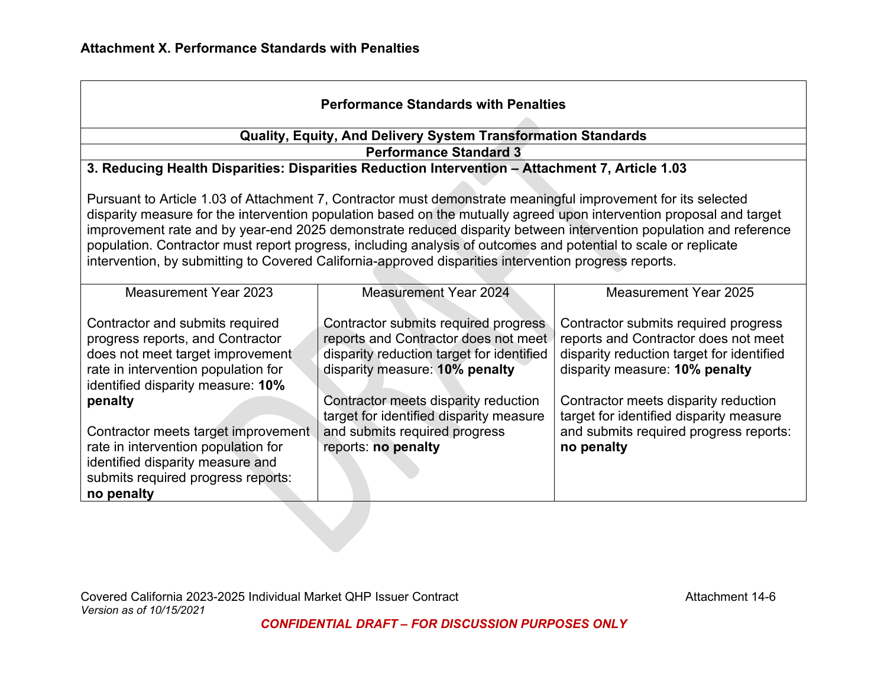**Attachment X. Performance Standards with Penalties**

| Performance Standards with Penalties | | |
|---|---|---|
| **Quality, Equity, And Delivery System Transformation Standards** | | |
| **Performance Standard 3** | | |
| **3. Reducing Health Disparities: Disparities Reduction Intervention – Attachment 7, Article 1.03**<br><br>Pursuant to Article 1.03 of Attachment 7, Contractor must demonstrate meaningful improvement for its selected disparity measure for the intervention population based on the mutually agreed upon intervention proposal and target improvement rate and by year-end 2025 demonstrate reduced disparity between intervention population and reference population. Contractor must report progress, including analysis of outcomes and potential to scale or replicate intervention, by submitting to Covered California-approved disparities intervention progress reports. | | |
| Measurement Year 2023<br><br>Contractor and submits required progress reports, and Contractor does not meet target improvement rate in intervention population for identified disparity measure: **10% penalty**<br><br>Contractor meets target improvement rate in intervention population for identified disparity measure and submits required progress reports: **no penalty** | Measurement Year 2024<br><br>Contractor submits required progress reports and Contractor does not meet disparity reduction target for identified disparity measure: **10% penalty**<br><br>Contractor meets disparity reduction target for identified disparity measure and submits required progress reports: **no penalty** | Measurement Year 2025<br><br>Contractor submits required progress reports and Contractor does not meet disparity reduction target for identified disparity measure: **10% penalty**<br><br>Contractor meets disparity reduction target for identified disparity measure and submits required progress reports: **no penalty** |

Covered California 2023-2025 Individual Market QHP Issuer Contract
*Version as of 10/15/2021*

***CONFIDENTIAL DRAFT – FOR DISCUSSION PURPOSES ONLY***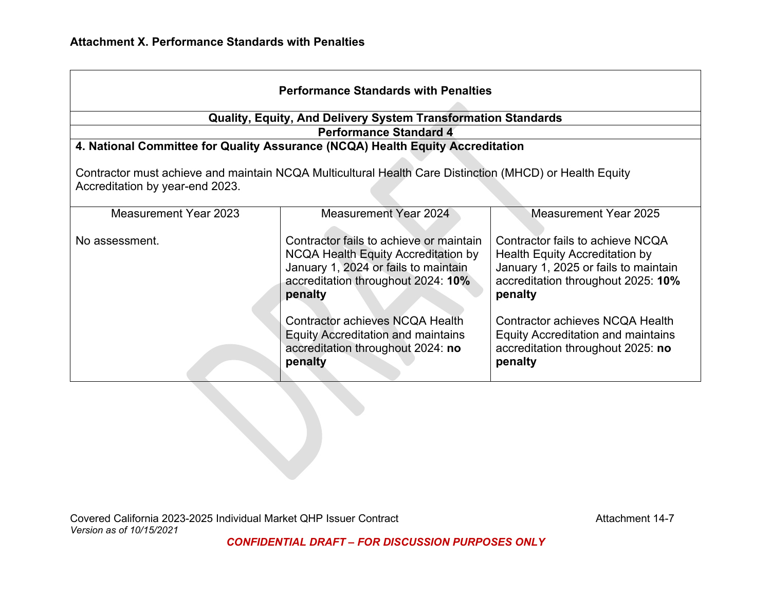## Attachment X. Performance Standards with Penalties

| Performance Standards with Penalties | | |
|---|---|---|
| **Quality, Equity, And Delivery System Transformation Standards** | | |
| **Performance Standard 4** | | |
| **4. National Committee for Quality Assurance (NCQA) Health Equity Accreditation**<br><br>Contractor must achieve and maintain NCQA Multicultural Health Care Distinction (MHCD) or Health Equity Accreditation by year-end 2023. | | |
| Measurement Year 2023 | Measurement Year 2024 | Measurement Year 2025 |
| No assessment. | Contractor fails to achieve or maintain NCQA Health Equity Accreditation by January 1, 2024 or fails to maintain accreditation throughout 2024: **10% penalty**<br><br>Contractor achieves NCQA Health Equity Accreditation and maintains accreditation throughout 2024: **no penalty** | Contractor fails to achieve NCQA Health Equity Accreditation by January 1, 2025 or fails to maintain accreditation throughout 2025: **10% penalty**<br><br>Contractor achieves NCQA Health Equity Accreditation and maintains accreditation throughout 2025: **no penalty** |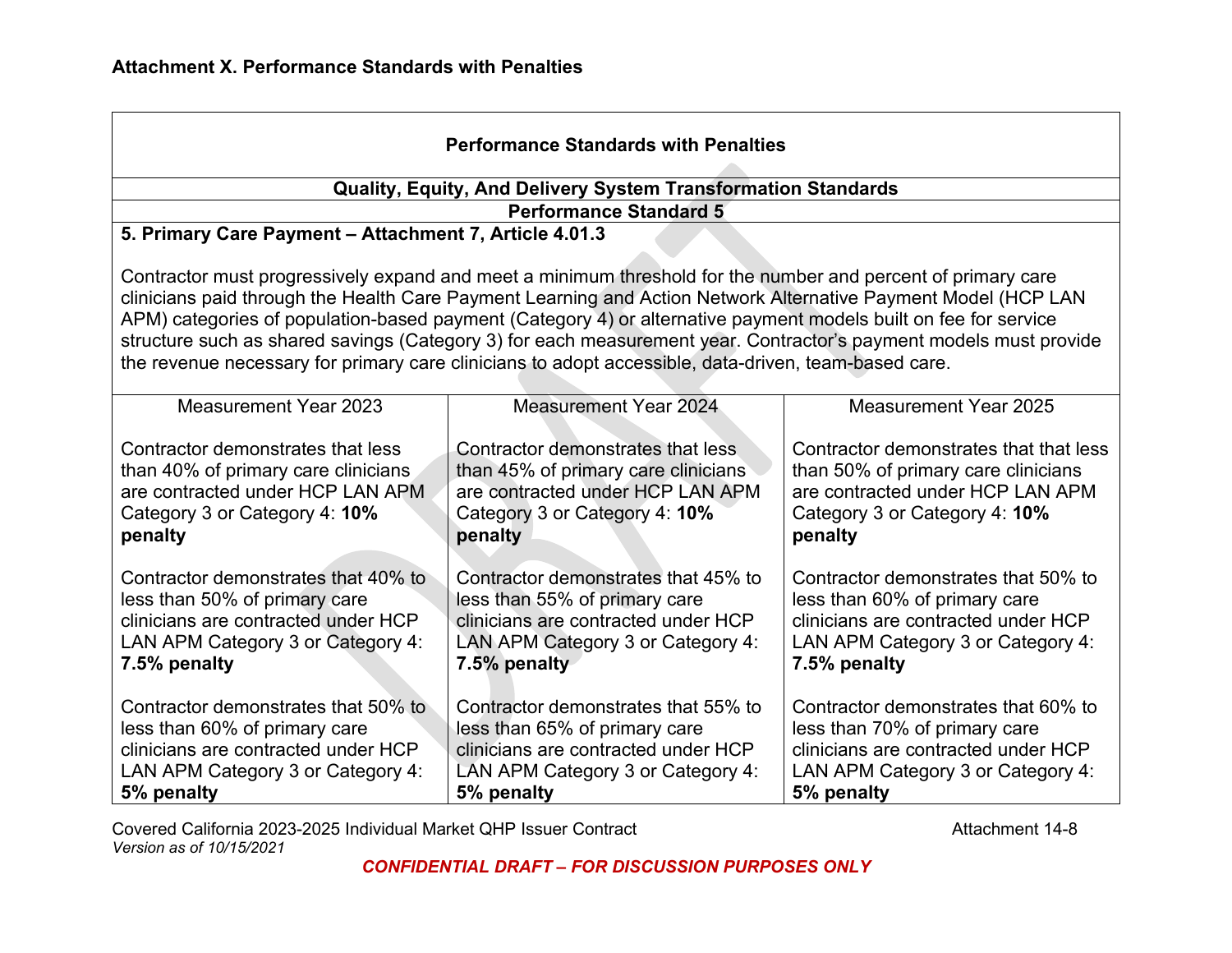**Attachment X. Performance Standards with Penalties**

| Performance Standards with Penalties | | |
|---|---|---|
| **Quality, Equity, And Delivery System Transformation Standards** | | |
| **Performance Standard 5** | | |
| **5. Primary Care Payment – Attachment 7, Article 4.01.3**<br><br>Contractor must progressively expand and meet a minimum threshold for the number and percent of primary care clinicians paid through the Health Care Payment Learning and Action Network Alternative Payment Model (HCP LAN APM) categories of population-based payment (Category 4) or alternative payment models built on fee for service structure such as shared savings (Category 3) for each measurement year. Contractor's payment models must provide the revenue necessary for primary care clinicians to adopt accessible, data-driven, team-based care. | | |
| Measurement Year 2023 | Measurement Year 2024 | Measurement Year 2025 |
| Contractor demonstrates that less than 40% of primary care clinicians are contracted under HCP LAN APM Category 3 or Category 4: **10% penalty** | Contractor demonstrates that less than 45% of primary care clinicians are contracted under HCP LAN APM Category 3 or Category 4: **10% penalty** | Contractor demonstrates that that less than 50% of primary care clinicians are contracted under HCP LAN APM Category 3 or Category 4: **10% penalty** |
| Contractor demonstrates that 40% to less than 50% of primary care clinicians are contracted under HCP LAN APM Category 3 or Category 4: **7.5% penalty** | Contractor demonstrates that 45% to less than 55% of primary care clinicians are contracted under HCP LAN APM Category 3 or Category 4: **7.5% penalty** | Contractor demonstrates that 50% to less than 60% of primary care clinicians are contracted under HCP LAN APM Category 3 or Category 4: **7.5% penalty** |
| Contractor demonstrates that 50% to less than 60% of primary care clinicians are contracted under HCP LAN APM Category 3 or Category 4: **5% penalty** | Contractor demonstrates that 55% to less than 65% of primary care clinicians are contracted under HCP LAN APM Category 3 or Category 4: **5% penalty** | Contractor demonstrates that 60% to less than 70% of primary care clinicians are contracted under HCP LAN APM Category 3 or Category 4: **5% penalty** |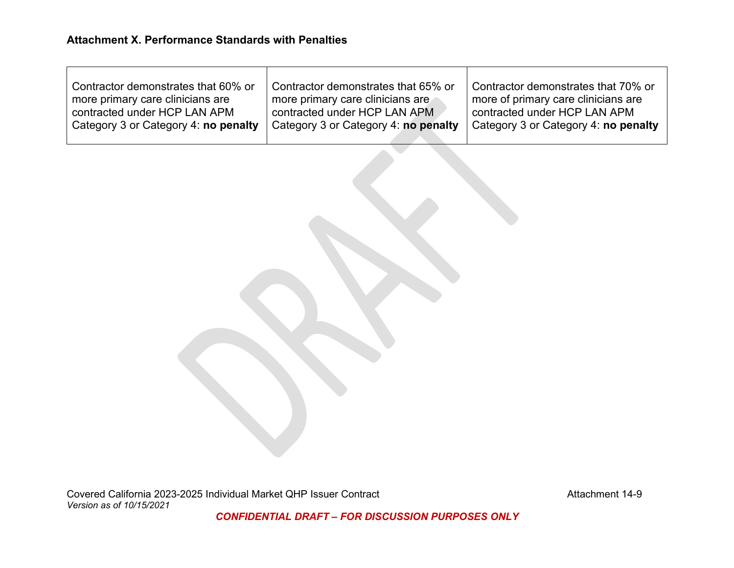**Attachment X. Performance Standards with Penalties**

| | | |
|---|---|---|
| Contractor demonstrates that 60% or more primary care clinicians are contracted under HCP LAN APM Category 3 or Category 4: **no penalty** | Contractor demonstrates that 65% or more primary care clinicians are contracted under HCP LAN APM Category 3 or Category 4: **no penalty** | Contractor demonstrates that 70% or more of primary care clinicians are contracted under HCP LAN APM Category 3 or Category 4: **no penalty** |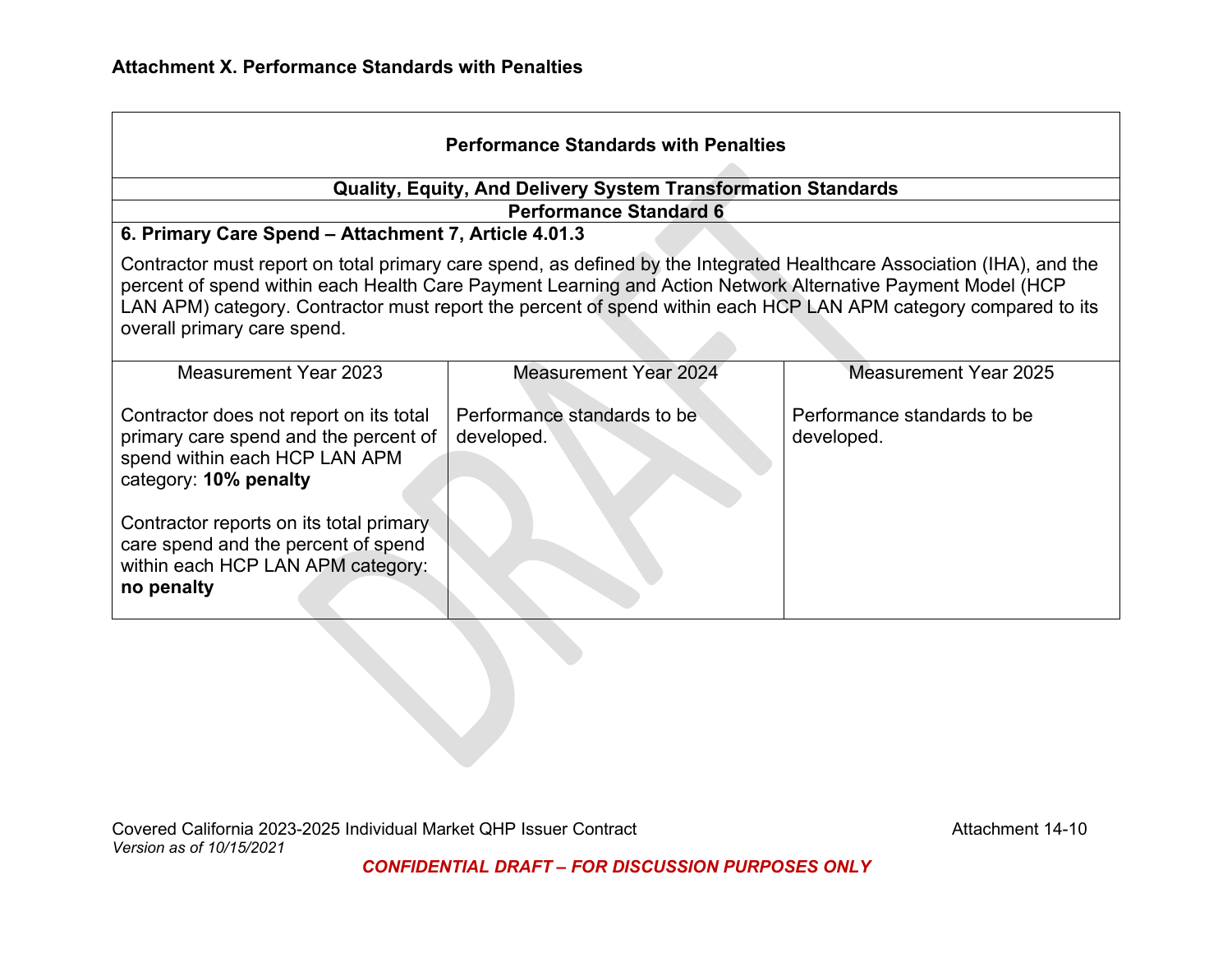## Attachment X. Performance Standards with Penalties

| Performance Standards with Penalties | | |
|---|---|---|
| **Quality, Equity, And Delivery System Transformation Standards** | | |
| **Performance Standard 6** | | |
| **6. Primary Care Spend – Attachment 7, Article 4.01.3**<br><br>Contractor must report on total primary care spend, as defined by the Integrated Healthcare Association (IHA), and the percent of spend within each Health Care Payment Learning and Action Network Alternative Payment Model (HCP LAN APM) category. Contractor must report the percent of spend within each HCP LAN APM category compared to its overall primary care spend. | | |
| Measurement Year 2023 | Measurement Year 2024 | Measurement Year 2025 |
| Contractor does not report on its total primary care spend and the percent of spend within each HCP LAN APM category: **10% penalty**<br><br>Contractor reports on its total primary care spend and the percent of spend within each HCP LAN APM category: **no penalty** | Performance standards to be developed. | Performance standards to be developed. |

Covered California 2023-2025 Individual Market QHP Issuer Contract
*Version as of 10/15/2021*

Attachment 14-10

***CONFIDENTIAL DRAFT – FOR DISCUSSION PURPOSES ONLY***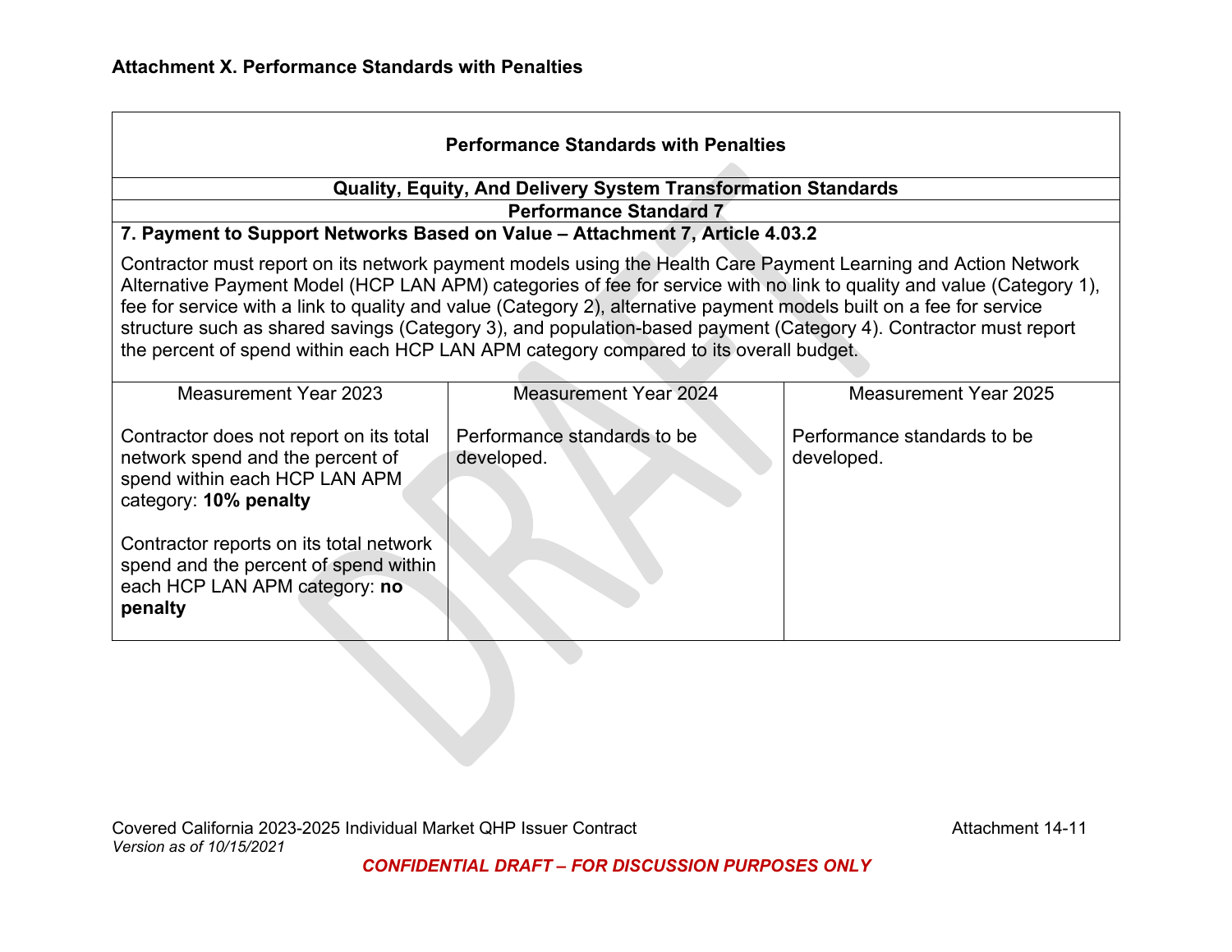# Attachment X. Performance Standards with Penalties

| Performance Standards with Penalties | | |
|---|---|---|
| **Quality, Equity, And Delivery System Transformation Standards** | | |
| **Performance Standard 7** | | |
| **7. Payment to Support Networks Based on Value – Attachment 7, Article 4.03.2**<br><br>Contractor must report on its network payment models using the Health Care Payment Learning and Action Network Alternative Payment Model (HCP LAN APM) categories of fee for service with no link to quality and value (Category 1), fee for service with a link to quality and value (Category 2), alternative payment models built on a fee for service structure such as shared savings (Category 3), and population-based payment (Category 4). Contractor must report the percent of spend within each HCP LAN APM category compared to its overall budget. | | |
| Measurement Year 2023 | Measurement Year 2024 | Measurement Year 2025 |
| Contractor does not report on its total network spend and the percent of spend within each HCP LAN APM category: **10% penalty**<br><br>Contractor reports on its total network spend and the percent of spend within each HCP LAN APM category: **no penalty** | Performance standards to be developed. | Performance standards to be developed. |

Covered California 2023-2025 Individual Market QHP Issuer Contract
*Version as of 10/15/2021*

***CONFIDENTIAL DRAFT – FOR DISCUSSION PURPOSES ONLY***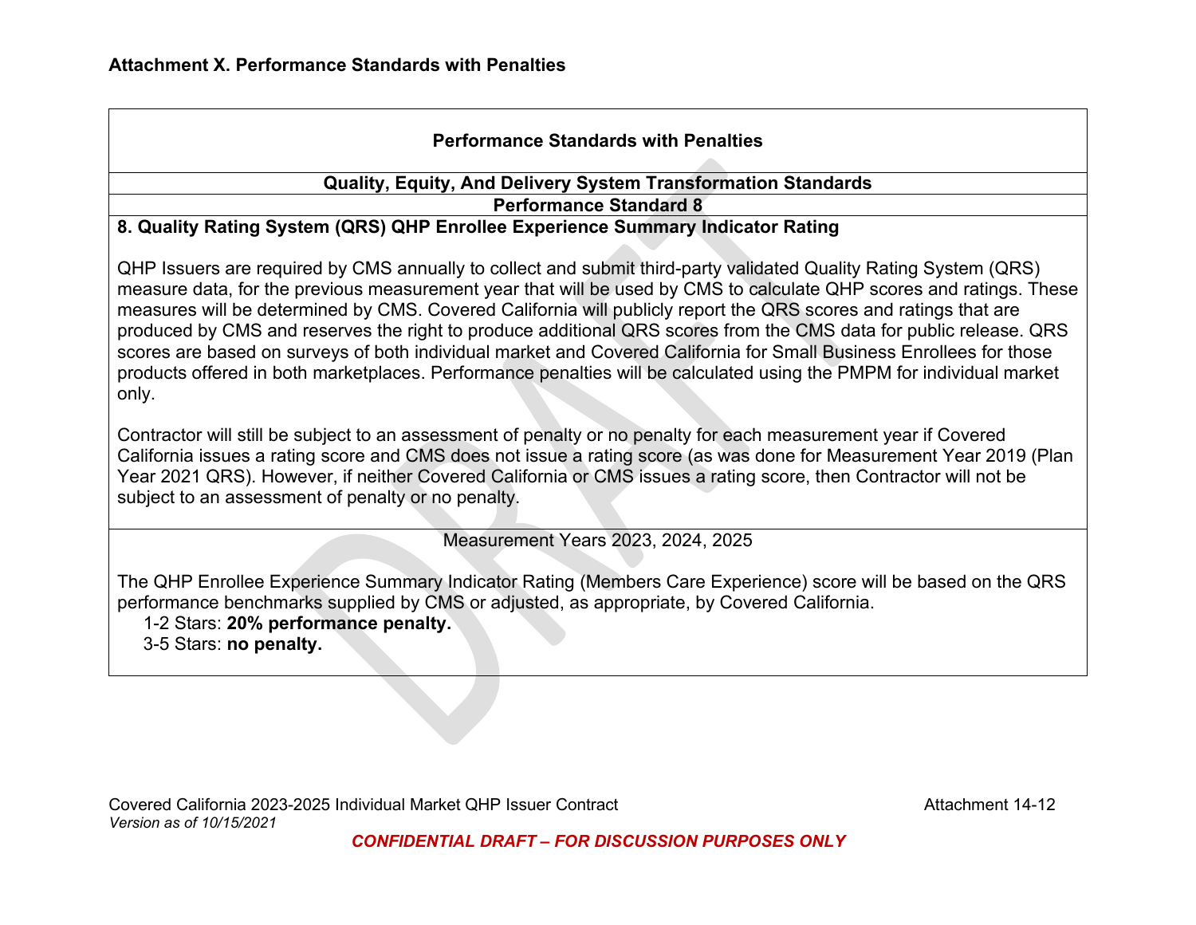**Attachment X. Performance Standards with Penalties**

| **Performance Standards with Penalties** |
|---|
| **Quality, Equity, And Delivery System Transformation Standards** |
| **Performance Standard 8** |
| **8. Quality Rating System (QRS) QHP Enrollee Experience Summary Indicator Rating**<br><br>QHP Issuers are required by CMS annually to collect and submit third-party validated Quality Rating System (QRS) measure data, for the previous measurement year that will be used by CMS to calculate QHP scores and ratings. These measures will be determined by CMS. Covered California will publicly report the QRS scores and ratings that are produced by CMS and reserves the right to produce additional QRS scores from the CMS data for public release. QRS scores are based on surveys of both individual market and Covered California for Small Business Enrollees for those products offered in both marketplaces. Performance penalties will be calculated using the PMPM for individual market only.<br><br>Contractor will still be subject to an assessment of penalty or no penalty for each measurement year if Covered California issues a rating score and CMS does not issue a rating score (as was done for Measurement Year 2019 (Plan Year 2021 QRS). However, if neither Covered California or CMS issues a rating score, then Contractor will not be subject to an assessment of penalty or no penalty. |
| Measurement Years 2023, 2024, 2025<br><br>The QHP Enrollee Experience Summary Indicator Rating (Members Care Experience) score will be based on the QRS performance benchmarks supplied by CMS or adjusted, as appropriate, by Covered California.<br>1-2 Stars: **20% performance penalty.**<br>3-5 Stars: **no penalty.** |

Covered California 2023-2025 Individual Market QHP Issuer Contract
*Version as of 10/15/2021*

***CONFIDENTIAL DRAFT – FOR DISCUSSION PURPOSES ONLY***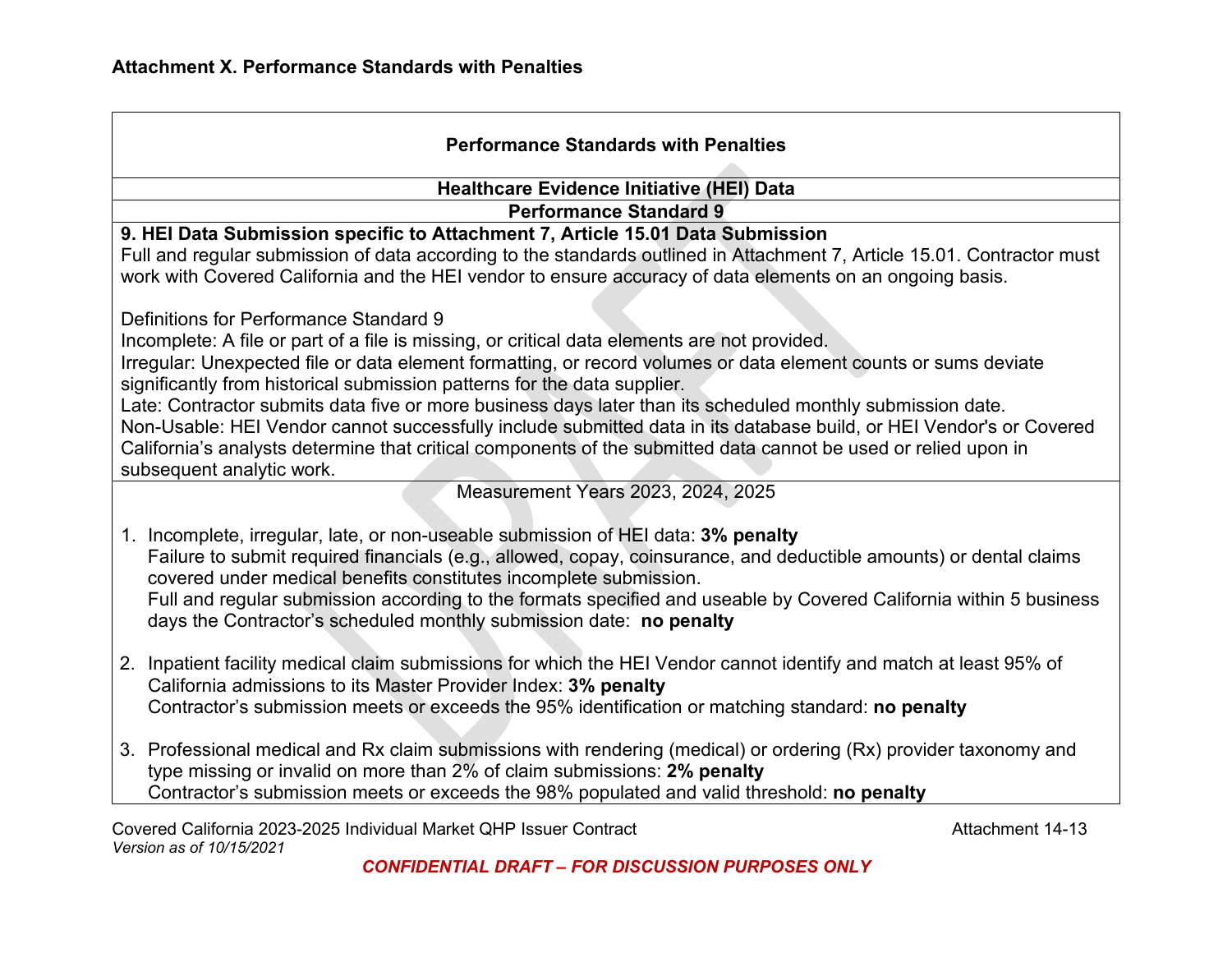## Attachment X. Performance Standards with Penalties

**Performance Standards with Penalties**

**Healthcare Evidence Initiative (HEI) Data**

**Performance Standard 9**

**9. HEI Data Submission specific to Attachment 7, Article 15.01 Data Submission**

Full and regular submission of data according to the standards outlined in Attachment 7, Article 15.01. Contractor must work with Covered California and the HEI vendor to ensure accuracy of data elements on an ongoing basis.

Definitions for Performance Standard 9

Incomplete: A file or part of a file is missing, or critical data elements are not provided.

Irregular: Unexpected file or data element formatting, or record volumes or data element counts or sums deviate significantly from historical submission patterns for the data supplier.

Late: Contractor submits data five or more business days later than its scheduled monthly submission date.

Non-Usable: HEI Vendor cannot successfully include submitted data in its database build, or HEI Vendor's or Covered California's analysts determine that critical components of the submitted data cannot be used or relied upon in subsequent analytic work.

Measurement Years 2023, 2024, 2025

1. Incomplete, irregular, late, or non-useable submission of HEI data: **3% penalty**
   Failure to submit required financials (e.g., allowed, copay, coinsurance, and deductible amounts) or dental claims covered under medical benefits constitutes incomplete submission.
   Full and regular submission according to the formats specified and useable by Covered California within 5 business days the Contractor's scheduled monthly submission date: **no penalty**

2. Inpatient facility medical claim submissions for which the HEI Vendor cannot identify and match at least 95% of California admissions to its Master Provider Index: **3% penalty**
   Contractor's submission meets or exceeds the 95% identification or matching standard: **no penalty**

3. Professional medical and Rx claim submissions with rendering (medical) or ordering (Rx) provider taxonomy and type missing or invalid on more than 2% of claim submissions: **2% penalty**
   Contractor's submission meets or exceeds the 98% populated and valid threshold: **no penalty**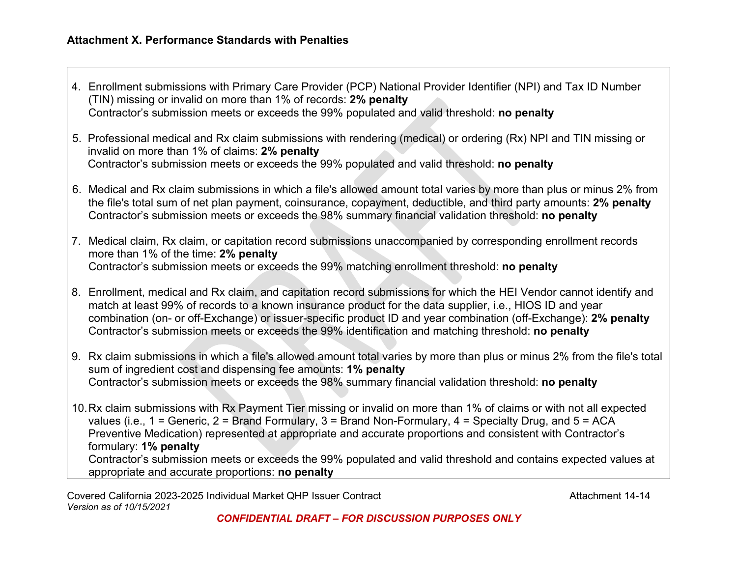**Attachment X. Performance Standards with Penalties**

4. Enrollment submissions with Primary Care Provider (PCP) National Provider Identifier (NPI) and Tax ID Number (TIN) missing or invalid on more than 1% of records: **2% penalty**
   Contractor's submission meets or exceeds the 99% populated and valid threshold: **no penalty**

5. Professional medical and Rx claim submissions with rendering (medical) or ordering (Rx) NPI and TIN missing or invalid on more than 1% of claims: **2% penalty**
   Contractor's submission meets or exceeds the 99% populated and valid threshold: **no penalty**

6. Medical and Rx claim submissions in which a file's allowed amount total varies by more than plus or minus 2% from the file's total sum of net plan payment, coinsurance, copayment, deductible, and third party amounts: **2% penalty**
   Contractor's submission meets or exceeds the 98% summary financial validation threshold: **no penalty**

7. Medical claim, Rx claim, or capitation record submissions unaccompanied by corresponding enrollment records more than 1% of the time: **2% penalty**
   Contractor's submission meets or exceeds the 99% matching enrollment threshold: **no penalty**

8. Enrollment, medical and Rx claim, and capitation record submissions for which the HEI Vendor cannot identify and match at least 99% of records to a known insurance product for the data supplier, i.e., HIOS ID and year combination (on- or off-Exchange) or issuer-specific product ID and year combination (off-Exchange): **2% penalty**
   Contractor's submission meets or exceeds the 99% identification and matching threshold: **no penalty**

9. Rx claim submissions in which a file's allowed amount total varies by more than plus or minus 2% from the file's total sum of ingredient cost and dispensing fee amounts: **1% penalty**
   Contractor's submission meets or exceeds the 98% summary financial validation threshold: **no penalty**

10. Rx claim submissions with Rx Payment Tier missing or invalid on more than 1% of claims or with not all expected values (i.e., 1 = Generic, 2 = Brand Formulary, 3 = Brand Non-Formulary, 4 = Specialty Drug, and 5 = ACA Preventive Medication) represented at appropriate and accurate proportions and consistent with Contractor's formulary: **1% penalty**
    Contractor's submission meets or exceeds the 99% populated and valid threshold and contains expected values at appropriate and accurate proportions: **no penalty**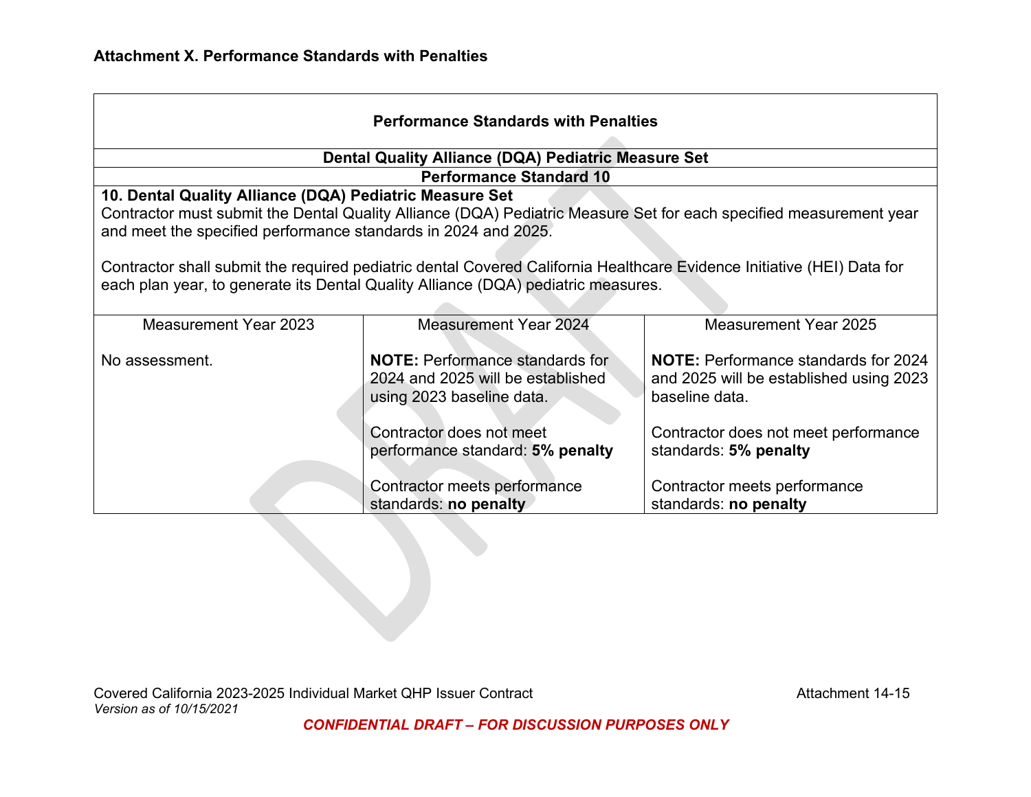**Attachment X. Performance Standards with Penalties**

| Performance Standards with Penalties | | |
|---|---|---|
| **Dental Quality Alliance (DQA) Pediatric Measure Set** | | |
| **Performance Standard 10** | | |
| **10. Dental Quality Alliance (DQA) Pediatric Measure Set**<br>Contractor must submit the Dental Quality Alliance (DQA) Pediatric Measure Set for each specified measurement year and meet the specified performance standards in 2024 and 2025.<br><br>Contractor shall submit the required pediatric dental Covered California Healthcare Evidence Initiative (HEI) Data for each plan year, to generate its Dental Quality Alliance (DQA) pediatric measures. | | |
| Measurement Year 2023 | Measurement Year 2024 | Measurement Year 2025 |
| No assessment. | **NOTE:** Performance standards for 2024 and 2025 will be established using 2023 baseline data.<br><br>Contractor does not meet performance standard: **5% penalty**<br><br>Contractor meets performance standards: **no penalty** | **NOTE:** Performance standards for 2024 and 2025 will be established using 2023 baseline data.<br><br>Contractor does not meet performance standards: **5% penalty**<br><br>Contractor meets performance standards: **no penalty** |